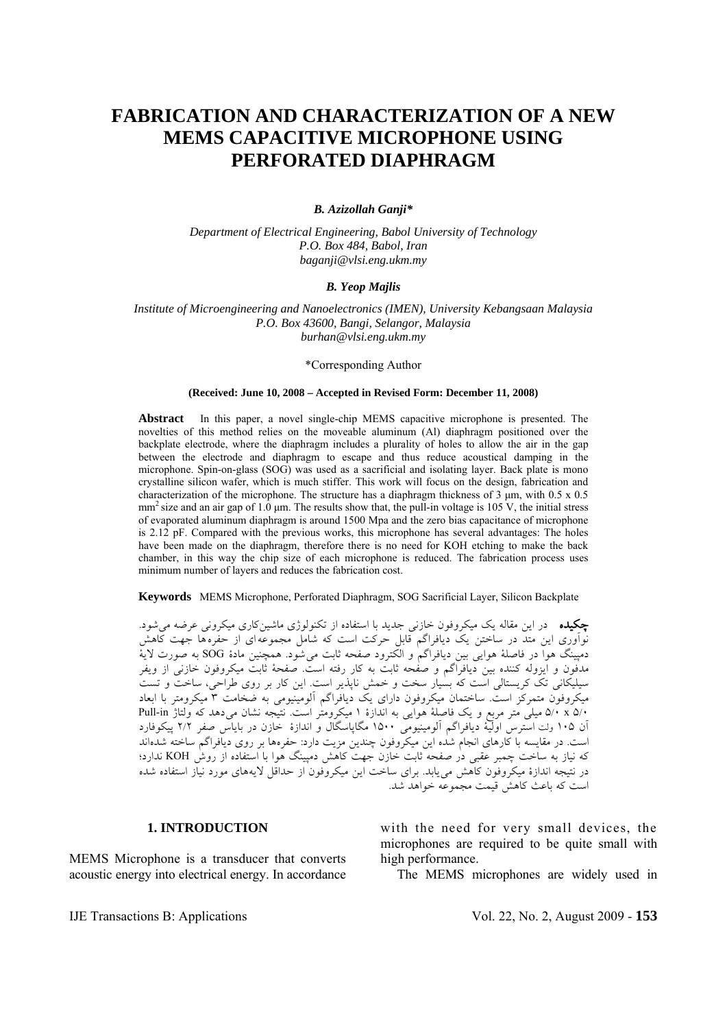# FABRICATION AND CHARACTERIZATION OF A NEW MEMS CAPACITIVE MICROPHONE USING PERFORATED DIAPHRAGM

***B. Azizollah Ganji****

*Department of Electrical Engineering, Babol University of Technology*
*P.O. Box 484, Babol, Iran*
*baganji@vlsi.eng.ukm.my*

***B. Yeop Majlis***

*Institute of Microengineering and Nanoelectronics (IMEN), University Kebangsaan Malaysia*
*P.O. Box 43600, Bangi, Selangor, Malaysia*
*burhan@vlsi.eng.ukm.my*

*Corresponding Author

**(Received: June 10, 2008 – Accepted in Revised Form: December 11, 2008)**

**Abstract** In this paper, a novel single-chip MEMS capacitive microphone is presented. The novelties of this method relies on the moveable aluminum (Al) diaphragm positioned over the backplate electrode, where the diaphragm includes a plurality of holes to allow the air in the gap between the electrode and diaphragm to escape and thus reduce acoustical damping in the microphone. Spin-on-glass (SOG) was used as a sacrificial and isolating layer. Back plate is mono crystalline silicon wafer, which is much stiffer. This work will focus on the design, fabrication and characterization of the microphone. The structure has a diaphragm thickness of 3 μm, with 0.5 x 0.5 $mm^2$ size and an air gap of 1.0 μm. The results show that, the pull-in voltage is 105 V, the initial stress of evaporated aluminum diaphragm is around 1500 Mpa and the zero bias capacitance of microphone is 2.12 pF. Compared with the previous works, this microphone has several advantages: The holes have been made on the diaphragm, therefore there is no need for KOH etching to make the back chamber, in this way the chip size of each microphone is reduced. The fabrication process uses minimum number of layers and reduces the fabrication cost.

**Keywords** MEMS Microphone, Perforated Diaphragm, SOG Sacrificial Layer, Silicon Backplate

**چکیده** در این مقاله یک میکروفون خازنی جدید با استفاده از تکنولوژی ماشین‌کاری میکرونی عرضه می‌شود. نوآوری این متد در ساختن یک دیافراگم قابل حرکت است که شامل مجموعه‌ای از حفره‌ها جهت کاهش دمپینگ هوا در فاصلهٔ هوایی بین دیافراگم و الکترود صفحه ثابت می‌شود. همچنین مادهٔ SOG به صورت لایهٔ مدفون و ایزوله کننده بین دیافراگم و صفحه ثابت به کار رفته است. صفحهٔ ثابت میکروفون خازنی از ویفر سیلیکانی تک کریستالی است که بسیار سخت و خمش ناپذیر است. این کار بر روی طراحی، ساخت و تست میکروفون متمرکز است. ساختمان میکروفون دارای یک دیافراگم آلومینیومی به ضخامت ۳ میکرومتر با ابعاد ۵/۰ x ۵/۰ میلی متر مربع و یک فاصلهٔ هوایی به اندازهٔ ۱ میکرومتر است. نتیجه نشان می‌دهد که ولتاژ Pull-in آن ۱۰۵ ولت استرس اولیهٔ دیافراگم آلومینیومی ۱۵۰۰ مگاپاسگال و اندازهٔ خازن در بایاس صفر ۲/۲ پیکوفارد است. در مقایسه با کارهای انجام شده این میکروفون چندین مزیت دارد: حفره‌ها بر روی دیافراگم ساخته شده‌اند که نیاز به ساخت چمبر عقبی در صفحه ثابت خازن جهت کاهش دمپینگ هوا با استفاده از روش KOH ندارد؛ در نتیجه اندازهٔ میکروفون کاهش می‌یابد. برای ساخت این میکروفون از حداقل لایه‌های مورد نیاز استفاده شده است که باعث کاهش قیمت مجموعه خواهد شد.

## 1. INTRODUCTION

MEMS Microphone is a transducer that converts acoustic energy into electrical energy. In accordance with the need for very small devices, the microphones are required to be quite small with high performance.

The MEMS microphones are widely used in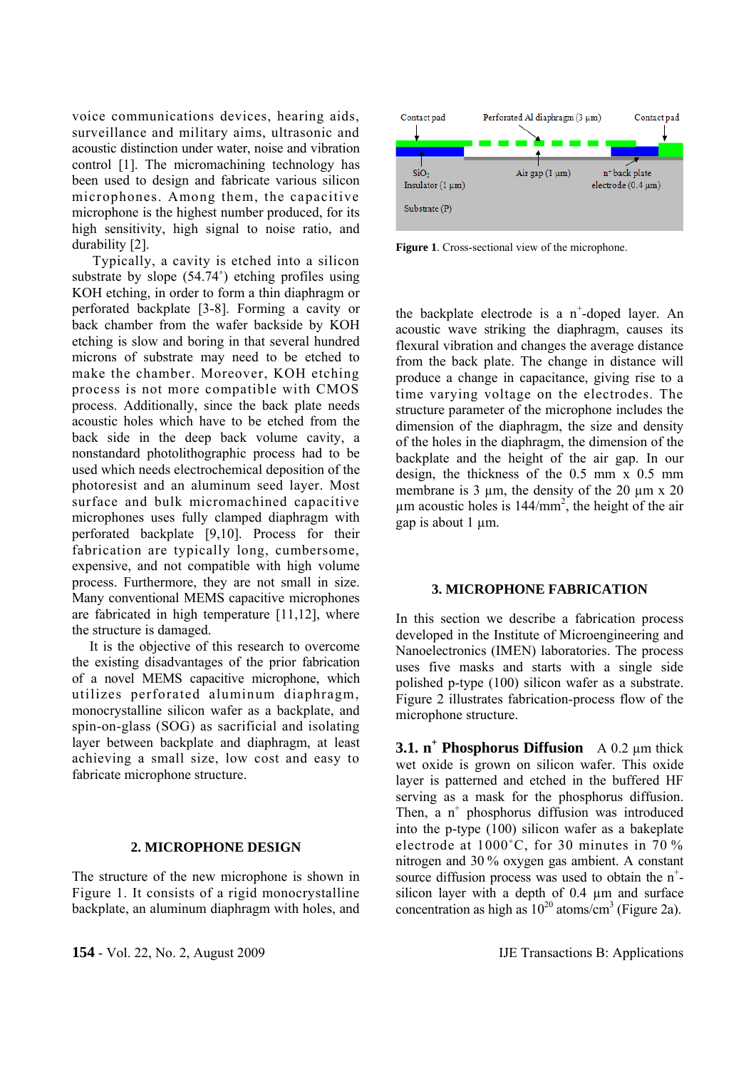voice communications devices, hearing aids, surveillance and military aims, ultrasonic and acoustic distinction under water, noise and vibration control [1]. The micromachining technology has been used to design and fabricate various silicon microphones. Among them, the capacitive microphone is the highest number produced, for its high sensitivity, high signal to noise ratio, and durability [2].

Typically, a cavity is etched into a silicon substrate by slope (54.74˚) etching profiles using KOH etching, in order to form a thin diaphragm or perforated backplate [3-8]. Forming a cavity or back chamber from the wafer backside by KOH etching is slow and boring in that several hundred microns of substrate may need to be etched to make the chamber. Moreover, KOH etching process is not more compatible with CMOS process. Additionally, since the back plate needs acoustic holes which have to be etched from the back side in the deep back volume cavity, a nonstandard photolithographic process had to be used which needs electrochemical deposition of the photoresist and an aluminum seed layer. Most surface and bulk micromachined capacitive microphones uses fully clamped diaphragm with perforated backplate [9,10]. Process for their fabrication are typically long, cumbersome, expensive, and not compatible with high volume process. Furthermore, they are not small in size. Many conventional MEMS capacitive microphones are fabricated in high temperature [11,12], where the structure is damaged.

It is the objective of this research to overcome the existing disadvantages of the prior fabrication of a novel MEMS capacitive microphone, which utilizes perforated aluminum diaphragm, monocrystalline silicon wafer as a backplate, and spin-on-glass (SOG) as sacrificial and isolating layer between backplate and diaphragm, at least achieving a small size, low cost and easy to fabricate microphone structure.

## 2. MICROPHONE DESIGN

The structure of the new microphone is shown in Figure 1. It consists of a rigid monocrystalline backplate, an aluminum diaphragm with holes, and

Contact pad | Perforated Al diaphragm (3 μm) | Contact pad | $SiO_2$ Insulator (1 μm) | Air gap (1 μm) | $n^+$ back plate electrode (0.4 μm) | Substrate (P)

**Figure 1**. Cross-sectional view of the microphone.

the backplate electrode is a $n^+$-doped layer. An acoustic wave striking the diaphragm, causes its flexural vibration and changes the average distance from the back plate. The change in distance will produce a change in capacitance, giving rise to a time varying voltage on the electrodes. The structure parameter of the microphone includes the dimension of the diaphragm, the size and density of the holes in the diaphragm, the dimension of the backplate and the height of the air gap. In our design, the thickness of the 0.5 mm x 0.5 mm membrane is 3 μm, the density of the 20 μm x 20 μm acoustic holes is 144/$mm^2$, the height of the air gap is about 1 μm.

## 3. MICROPHONE FABRICATION

In this section we describe a fabrication process developed in the Institute of Microengineering and Nanoelectronics (IMEN) laboratories. The process uses five masks and starts with a single side polished p-type (100) silicon wafer as a substrate. Figure 2 illustrates fabrication-process flow of the microphone structure.

### 3.1. $n^+$ Phosphorus Diffusion

A 0.2 μm thick wet oxide is grown on silicon wafer. This oxide layer is patterned and etched in the buffered HF serving as a mask for the phosphorus diffusion. Then, a $n^+$ phosphorus diffusion was introduced into the p-type (100) silicon wafer as a bakeplate electrode at 1000˚C, for 30 minutes in 70 % nitrogen and 30 % oxygen gas ambient. A constant source diffusion process was used to obtain the $n^+$-silicon layer with a depth of 0.4 μm and surface concentration as high as $10^{20}$ atoms/$cm^3$ (Figure 2a).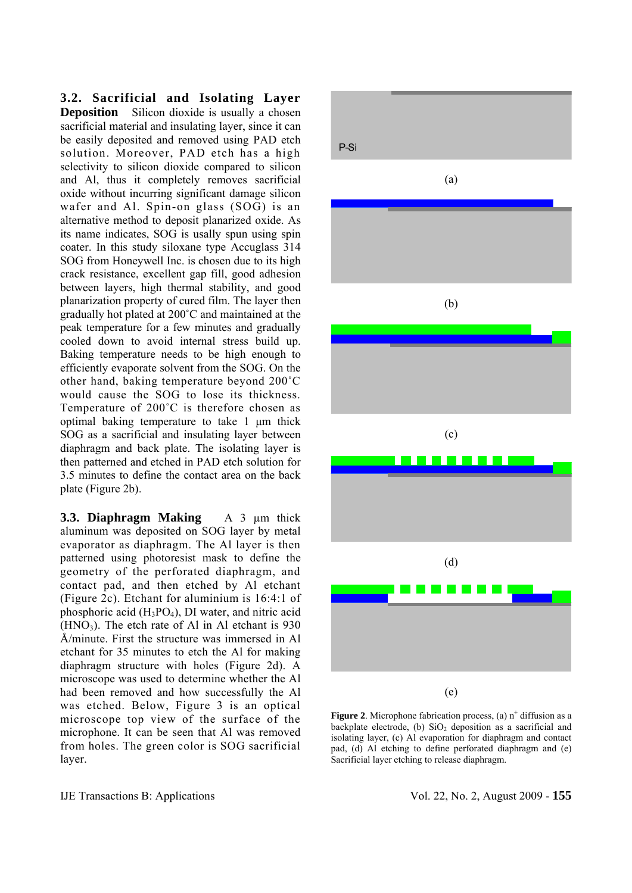**3.2. Sacrificial and Isolating Layer Deposition** Silicon dioxide is usually a chosen sacrificial material and insulating layer, since it can be easily deposited and removed using PAD etch solution. Moreover, PAD etch has a high selectivity to silicon dioxide compared to silicon and Al, thus it completely removes sacrificial oxide without incurring significant damage silicon wafer and Al. Spin-on glass (SOG) is an alternative method to deposit planarized oxide. As its name indicates, SOG is usally spun using spin coater. In this study siloxane type Accuglass 314 SOG from Honeywell Inc. is chosen due to its high crack resistance, excellent gap fill, good adhesion between layers, high thermal stability, and good planarization property of cured film. The layer then gradually hot plated at 200˚C and maintained at the peak temperature for a few minutes and gradually cooled down to avoid internal stress build up. Baking temperature needs to be high enough to efficiently evaporate solvent from the SOG. On the other hand, baking temperature beyond 200˚C would cause the SOG to lose its thickness. Temperature of 200˚C is therefore chosen as optimal baking temperature to take 1 µm thick SOG as a sacrificial and insulating layer between diaphragm and back plate. The isolating layer is then patterned and etched in PAD etch solution for 3.5 minutes to define the contact area on the back plate (Figure 2b).

**3.3. Diaphragm Making** A 3 µm thick aluminum was deposited on SOG layer by metal evaporator as diaphragm. The Al layer is then patterned using photoresist mask to define the geometry of the perforated diaphragm, and contact pad, and then etched by Al etchant (Figure 2c). Etchant for aluminium is 16:4:1 of phosphoric acid ($H_3PO_4$), DI water, and nitric acid ($HNO_3$). The etch rate of Al in Al etchant is 930 Å/minute. First the structure was immersed in Al etchant for 35 minutes to etch the Al for making diaphragm structure with holes (Figure 2d). A microscope was used to determine whether the Al had been removed and how successfully the Al was etched. Below, Figure 3 is an optical microscope top view of the surface of the microphone. It can be seen that Al was removed from holes. The green color is SOG sacrificial layer.

P-Si

(a)

(b)

(c)

(d)

(e)

**Figure 2**. Microphone fabrication process, (a) $n^+$ diffusion as a backplate electrode, (b) $SiO_2$ deposition as a sacrificial and isolating layer, (c) Al evaporation for diaphragm and contact pad, (d) Al etching to define perforated diaphragm and (e) Sacrificial layer etching to release diaphragm.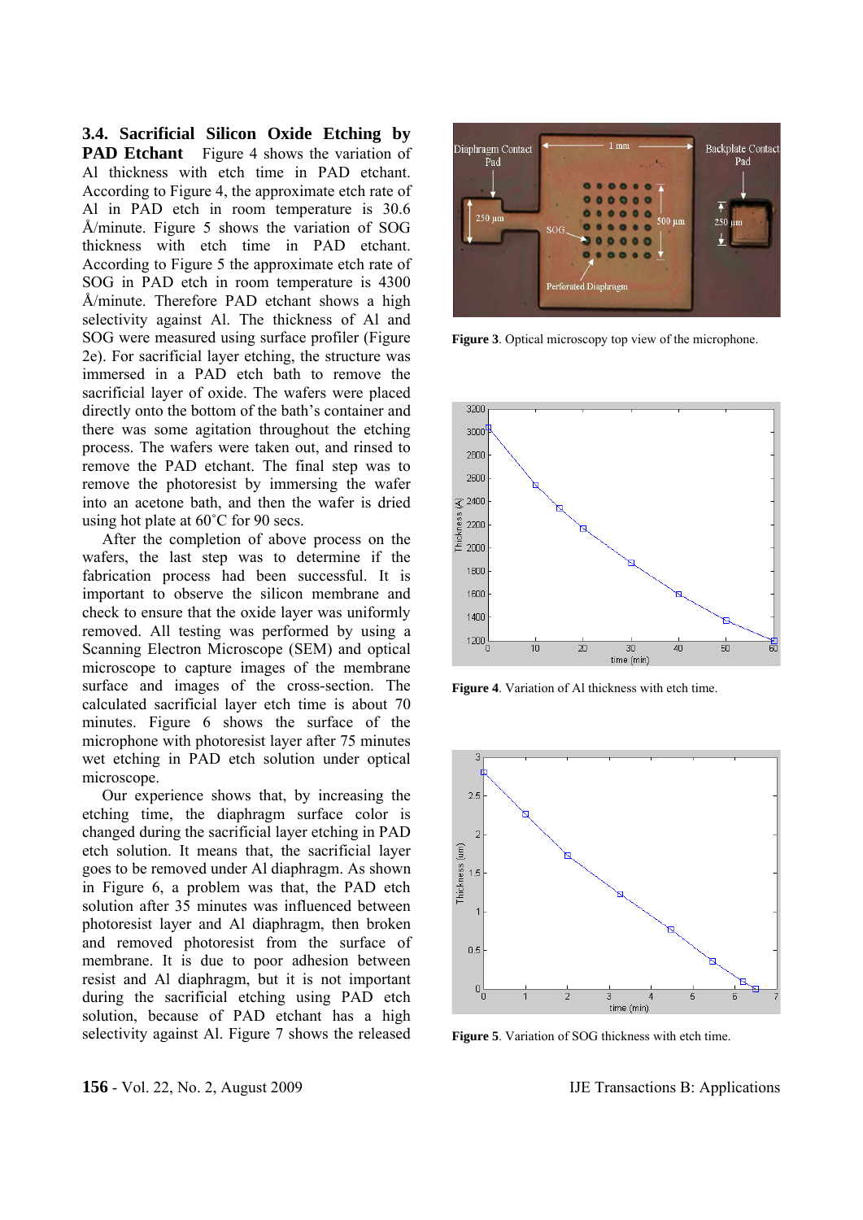### 3.4. Sacrificial Silicon Oxide Etching by PAD Etchant

Figure 4 shows the variation of Al thickness with etch time in PAD etchant. According to Figure 4, the approximate etch rate of Al in PAD etch in room temperature is 30.6 Å/minute. Figure 5 shows the variation of SOG thickness with etch time in PAD etchant. According to Figure 5 the approximate etch rate of SOG in PAD etch in room temperature is 4300 Å/minute. Therefore PAD etchant shows a high selectivity against Al. The thickness of Al and SOG were measured using surface profiler (Figure 2e). For sacrificial layer etching, the structure was immersed in a PAD etch bath to remove the sacrificial layer of oxide. The wafers were placed directly onto the bottom of the bath's container and there was some agitation throughout the etching process. The wafers were taken out, and rinsed to remove the PAD etchant. The final step was to remove the photoresist by immersing the wafer into an acetone bath, and then the wafer is dried using hot plate at 60˚C for 90 secs.

After the completion of above process on the wafers, the last step was to determine if the fabrication process had been successful. It is important to observe the silicon membrane and check to ensure that the oxide layer was uniformly removed. All testing was performed by using a Scanning Electron Microscope (SEM) and optical microscope to capture images of the membrane surface and images of the cross-section. The calculated sacrificial layer etch time is about 70 minutes. Figure 6 shows the surface of the microphone with photoresist layer after 75 minutes wet etching in PAD etch solution under optical microscope.

Our experience shows that, by increasing the etching time, the diaphragm surface color is changed during the sacrificial layer etching in PAD etch solution. It means that, the sacrificial layer goes to be removed under Al diaphragm. As shown in Figure 6, a problem was that, the PAD etch solution after 35 minutes was influenced between photoresist layer and Al diaphragm, then broken and removed photoresist from the surface of membrane. It is due to poor adhesion between resist and Al diaphragm, but it is not important during the sacrificial etching using PAD etch solution, because of PAD etchant has a high selectivity against Al. Figure 7 shows the released

**Figure 3**. Optical microscopy top view of the microphone.

**Figure 4**. Variation of Al thickness with etch time.

**Figure 5**. Variation of SOG thickness with etch time.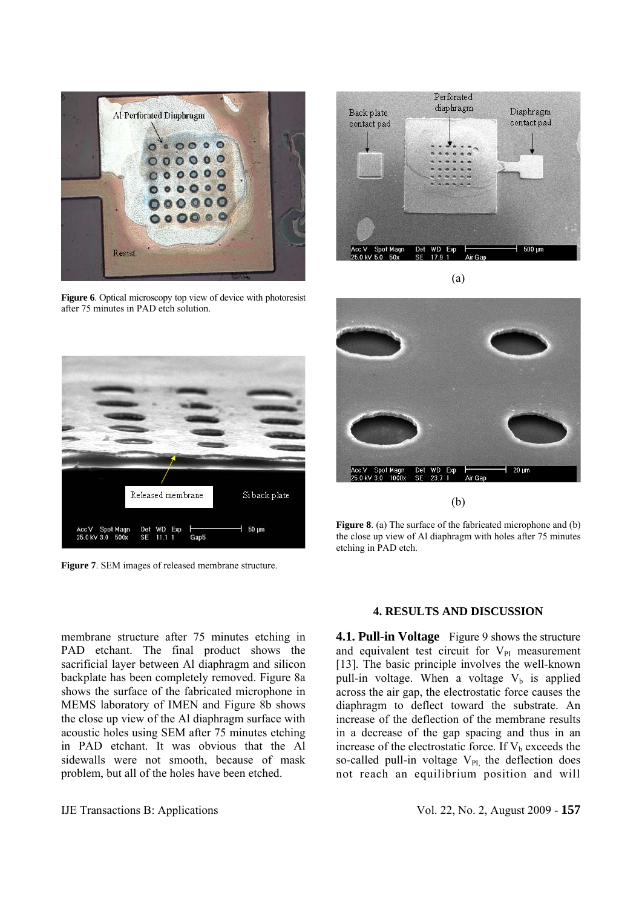**Figure 6**. Optical microscopy top view of device with photoresist after 75 minutes in PAD etch solution.

**Figure 7**. SEM images of released membrane structure.

(a)

(b)

**Figure 8**. (a) The surface of the fabricated microphone and (b) the close up view of Al diaphragm with holes after 75 minutes etching in PAD etch.

membrane structure after 75 minutes etching in PAD etchant. The final product shows the sacrificial layer between Al diaphragm and silicon backplate has been completely removed. Figure 8a shows the surface of the fabricated microphone in MEMS laboratory of IMEN and Figure 8b shows the close up view of the Al diaphragm surface with acoustic holes using SEM after 75 minutes etching in PAD etchant. It was obvious that the Al sidewalls were not smooth, because of mask problem, but all of the holes have been etched.

## 4. RESULTS AND DISCUSSION

**4.1. Pull-in Voltage** Figure 9 shows the structure and equivalent test circuit for $V_{PI}$ measurement [13]. The basic principle involves the well-known pull-in voltage. When a voltage $V_b$ is applied across the air gap, the electrostatic force causes the diaphragm to deflect toward the substrate. An increase of the deflection of the membrane results in a decrease of the gap spacing and thus in an increase of the electrostatic force. If $V_b$ exceeds the so-called pull-in voltage $V_{PI}$, the deflection does not reach an equilibrium position and will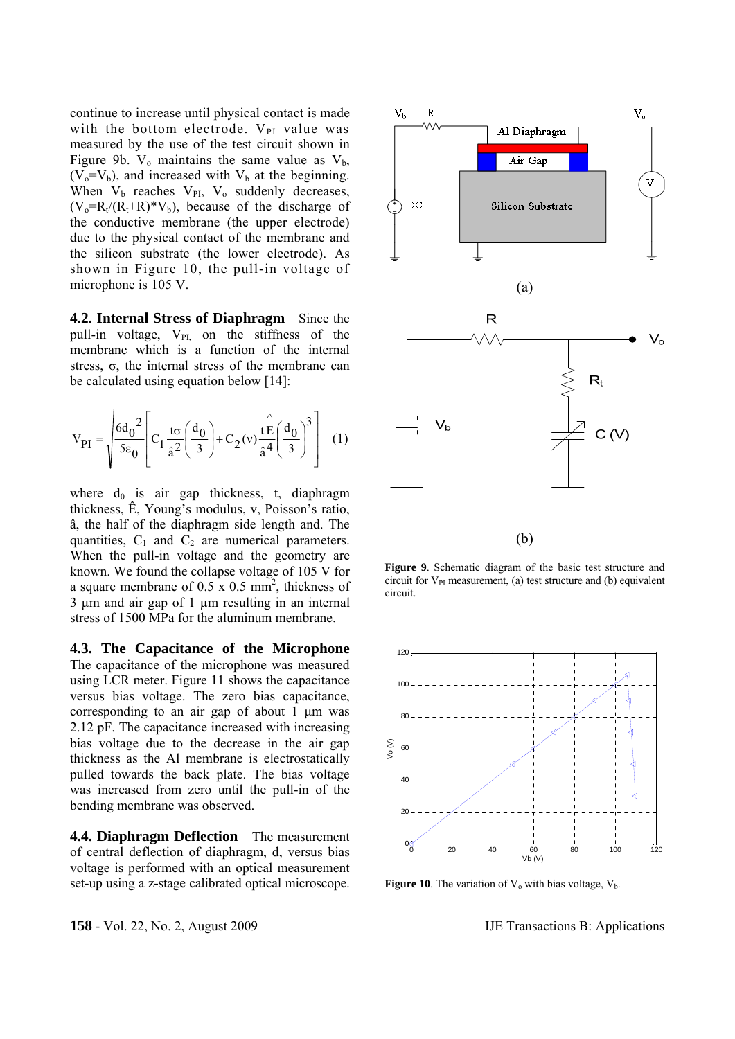continue to increase until physical contact is made with the bottom electrode. $V_{PI}$ value was measured by the use of the test circuit shown in Figure 9b. $V_o$ maintains the same value as $V_b$, ($V_o$=$V_b$), and increased with $V_b$ at the beginning. When $V_b$ reaches $V_{PI}$, $V_o$ suddenly decreases, ($V_o = R_t/(R_t+R)*V_b$), because of the discharge of the conductive membrane (the upper electrode) due to the physical contact of the membrane and the silicon substrate (the lower electrode). As shown in Figure 10, the pull-in voltage of microphone is 105 V.

**4.2. Internal Stress of Diaphragm** Since the pull-in voltage, $V_{PI}$, on the stiffness of the membrane which is a function of the internal stress, σ, the internal stress of the membrane can be calculated using equation below [14]:

$$V_{PI} = \sqrt{\frac{6d_0^{\,2}}{5\varepsilon_0}\left[C_1\frac{t\sigma}{\hat{a}^2}\left(\frac{d_0}{3}\right)+C_2(\nu)\frac{t\hat{E}}{\hat{a}^4}\left(\frac{d_0}{3}\right)^3\right]} \quad (1)$$

where $d_0$ is air gap thickness, t, diaphragm thickness, Ê, Young's modulus, v, Poisson's ratio, â, the half of the diaphragm side length and. The quantities, $C_1$ and $C_2$ are numerical parameters. When the pull-in voltage and the geometry are known. We found the collapse voltage of 105 V for a square membrane of 0.5 x 0.5 $mm^2$, thickness of 3 µm and air gap of 1 µm resulting in an internal stress of 1500 MPa for the aluminum membrane.

**4.3. The Capacitance of the Microphone** The capacitance of the microphone was measured using LCR meter. Figure 11 shows the capacitance versus bias voltage. The zero bias capacitance, corresponding to an air gap of about 1 µm was 2.12 pF. The capacitance increased with increasing bias voltage due to the decrease in the air gap thickness as the Al membrane is electrostatically pulled towards the back plate. The bias voltage was increased from zero until the pull-in of the bending membrane was observed.

**4.4. Diaphragm Deflection** The measurement of central deflection of diaphragm, d, versus bias voltage is performed with an optical measurement set-up using a z-stage calibrated optical microscope.

**Figure 9**. Schematic diagram of the basic test structure and circuit for $V_{PI}$ measurement, (a) test structure and (b) equivalent circuit.

**Figure 10**. The variation of $V_o$ with bias voltage, $V_b$.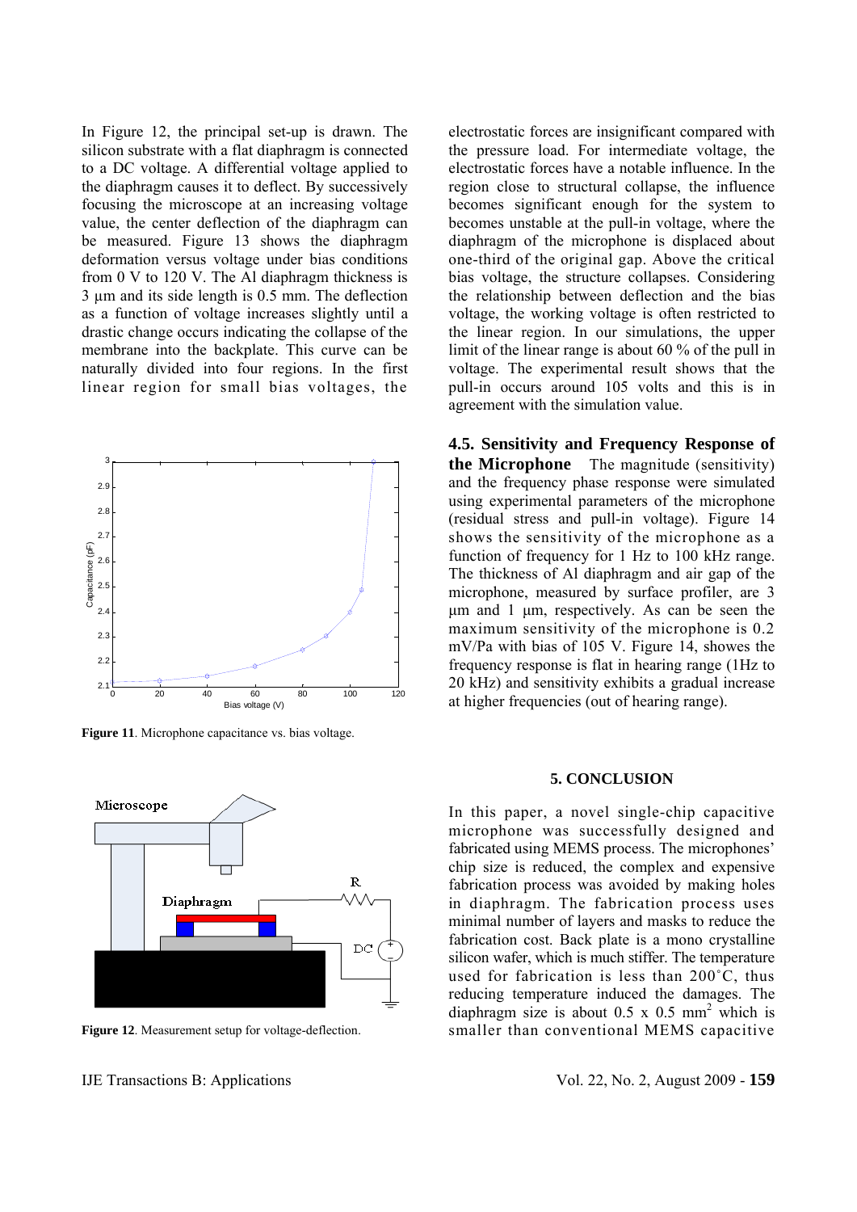In Figure 12, the principal set-up is drawn. The silicon substrate with a flat diaphragm is connected to a DC voltage. A differential voltage applied to the diaphragm causes it to deflect. By successively focusing the microscope at an increasing voltage value, the center deflection of the diaphragm can be measured. Figure 13 shows the diaphragm deformation versus voltage under bias conditions from 0 V to 120 V. The Al diaphragm thickness is 3 µm and its side length is 0.5 mm. The deflection as a function of voltage increases slightly until a drastic change occurs indicating the collapse of the membrane into the backplate. This curve can be naturally divided into four regions. In the first linear region for small bias voltages, the electrostatic forces are insignificant compared with the pressure load. For intermediate voltage, the electrostatic forces have a notable influence. In the region close to structural collapse, the influence becomes significant enough for the system to becomes unstable at the pull-in voltage, where the diaphragm of the microphone is displaced about one-third of the original gap. Above the critical bias voltage, the structure collapses. Considering the relationship between deflection and the bias voltage, the working voltage is often restricted to the linear region. In our simulations, the upper limit of the linear range is about 60 % of the pull in voltage. The experimental result shows that the pull-in occurs around 105 volts and this is in agreement with the simulation value.

**Figure 11**. Microphone capacitance vs. bias voltage.

**Figure 12**. Measurement setup for voltage-deflection.

### 4.5. Sensitivity and Frequency Response of the Microphone

The magnitude (sensitivity) and the frequency phase response were simulated using experimental parameters of the microphone (residual stress and pull-in voltage). Figure 14 shows the sensitivity of the microphone as a function of frequency for 1 Hz to 100 kHz range. The thickness of Al diaphragm and air gap of the microphone, measured by surface profiler, are 3 µm and 1 µm, respectively. As can be seen the maximum sensitivity of the microphone is 0.2 mV/Pa with bias of 105 V. Figure 14, showes the frequency response is flat in hearing range (1Hz to 20 kHz) and sensitivity exhibits a gradual increase at higher frequencies (out of hearing range).

## 5. CONCLUSION

In this paper, a novel single-chip capacitive microphone was successfully designed and fabricated using MEMS process. The microphones' chip size is reduced, the complex and expensive fabrication process was avoided by making holes in diaphragm. The fabrication process uses minimal number of layers and masks to reduce the fabrication cost. Back plate is a mono crystalline silicon wafer, which is much stiffer. The temperature used for fabrication is less than 200˚C, thus reducing temperature induced the damages. The diaphragm size is about 0.5 x 0.5 mm$^2$ which is smaller than conventional MEMS capacitive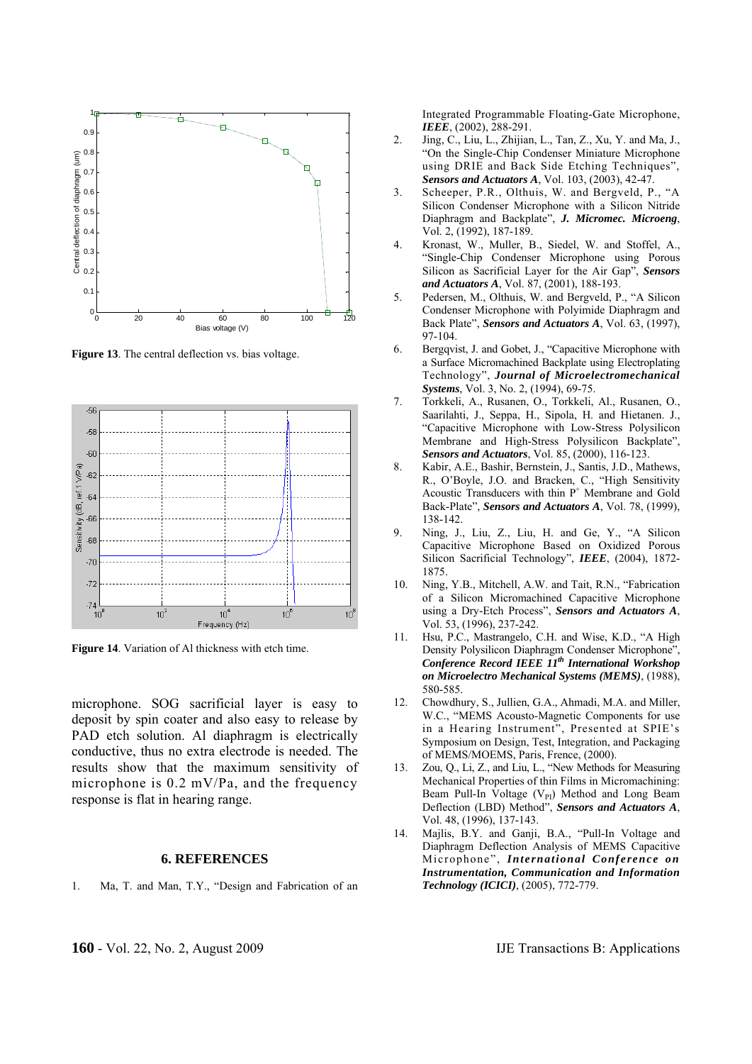Central deflection of diaphragm (um)

1
0.9
0.8
0.7
0.6
0.5
0.4
0.3
0.2
0.1
0

0 20 40 60 80 100 120

Bias voltage (V)

**Figure 13**. The central deflection vs. bias voltage.

Sensitivity (dB, ref 1 V/Pa)

-56
-58
-60
-62
-64
-66
-68
-70
-72
-74

$10^0$ $10^2$ $10^4$ $10^6$ $10^8$

Frequency (Hz)

**Figure 14**. Variation of Al thickness with etch time.

microphone. SOG sacrificial layer is easy to deposit by spin coater and also easy to release by PAD etch solution. Al diaphragm is electrically conductive, thus no extra electrode is needed. The results show that the maximum sensitivity of microphone is 0.2 mV/Pa, and the frequency response is flat in hearing range.

## 6. REFERENCES

1. Ma, T. and Man, T.Y., "Design and Fabrication of an Integrated Programmable Floating-Gate Microphone, ***IEEE***, (2002), 288-291.
2. Jing, C., Liu, L., Zhijian, L., Tan, Z., Xu, Y. and Ma, J., "On the Single-Chip Condenser Miniature Microphone using DRIE and Back Side Etching Techniques", ***Sensors and Actuators A***, Vol. 103, (2003), 42-47.
3. Scheeper, P.R., Olthuis, W. and Bergveld, P., "A Silicon Condenser Microphone with a Silicon Nitride Diaphragm and Backplate", ***J. Micromec. Microeng***, Vol. 2, (1992), 187-189.
4. Kronast, W., Muller, B., Siedel, W. and Stoffel, A., "Single-Chip Condenser Microphone using Porous Silicon as Sacrificial Layer for the Air Gap", ***Sensors and Actuators A***, Vol. 87, (2001), 188-193.
5. Pedersen, M., Olthuis, W. and Bergveld, P., "A Silicon Condenser Microphone with Polyimide Diaphragm and Back Plate", ***Sensors and Actuators A***, Vol. 63, (1997), 97-104.
6. Bergqvist, J. and Gobet, J., "Capacitive Microphone with a Surface Micromachined Backplate using Electroplating Technology", ***Journal of Microelectromechanical Systems***, Vol. 3, No. 2, (1994), 69-75.
7. Torkkeli, A., Rusanen, O., Torkkeli, Al., Rusanen, O., Saarilahti, J., Seppa, H., Sipola, H. and Hietanen. J., "Capacitive Microphone with Low-Stress Polysilicon Membrane and High-Stress Polysilicon Backplate", ***Sensors and Actuators***, Vol. 85, (2000), 116-123.
8. Kabir, A.E., Bashir, Bernstein, J., Santis, J.D., Mathews, R., O'Boyle, J.O. and Bracken, C., "High Sensitivity Acoustic Transducers with thin $P^+$ Membrane and Gold Back-Plate", ***Sensors and Actuators A***, Vol. 78, (1999), 138-142.
9. Ning, J., Liu, Z., Liu, H. and Ge, Y., "A Silicon Capacitive Microphone Based on Oxidized Porous Silicon Sacrificial Technology", ***IEEE***, (2004), 1872-1875.
10. Ning, Y.B., Mitchell, A.W. and Tait, R.N., "Fabrication of a Silicon Micromachined Capacitive Microphone using a Dry-Etch Process", ***Sensors and Actuators A***, Vol. 53, (1996), 237-242.
11. Hsu, P.C., Mastrangelo, C.H. and Wise, K.D., "A High Density Polysilicon Diaphragm Condenser Microphone", ***Conference Record IEEE 11th International Workshop on Microelectro Mechanical Systems (MEMS)***, (1988), 580-585.
12. Chowdhury, S., Jullien, G.A., Ahmadi, M.A. and Miller, W.C., "MEMS Acousto-Magnetic Components for use in a Hearing Instrument", Presented at SPIE's Symposium on Design, Test, Integration, and Packaging of MEMS/MOEMS, Paris, Frence, (2000).
13. Zou, Q., Li, Z., and Liu, L., "New Methods for Measuring Mechanical Properties of thin Films in Micromachining: Beam Pull-In Voltage ($V_{PI}$) Method and Long Beam Deflection (LBD) Method", ***Sensors and Actuators A***, Vol. 48, (1996), 137-143.
14. Majlis, B.Y. and Ganji, B.A., "Pull-In Voltage and Diaphragm Deflection Analysis of MEMS Capacitive Microphone", ***International Conference on Instrumentation, Communication and Information Technology (ICICI)***, (2005), 772-779.